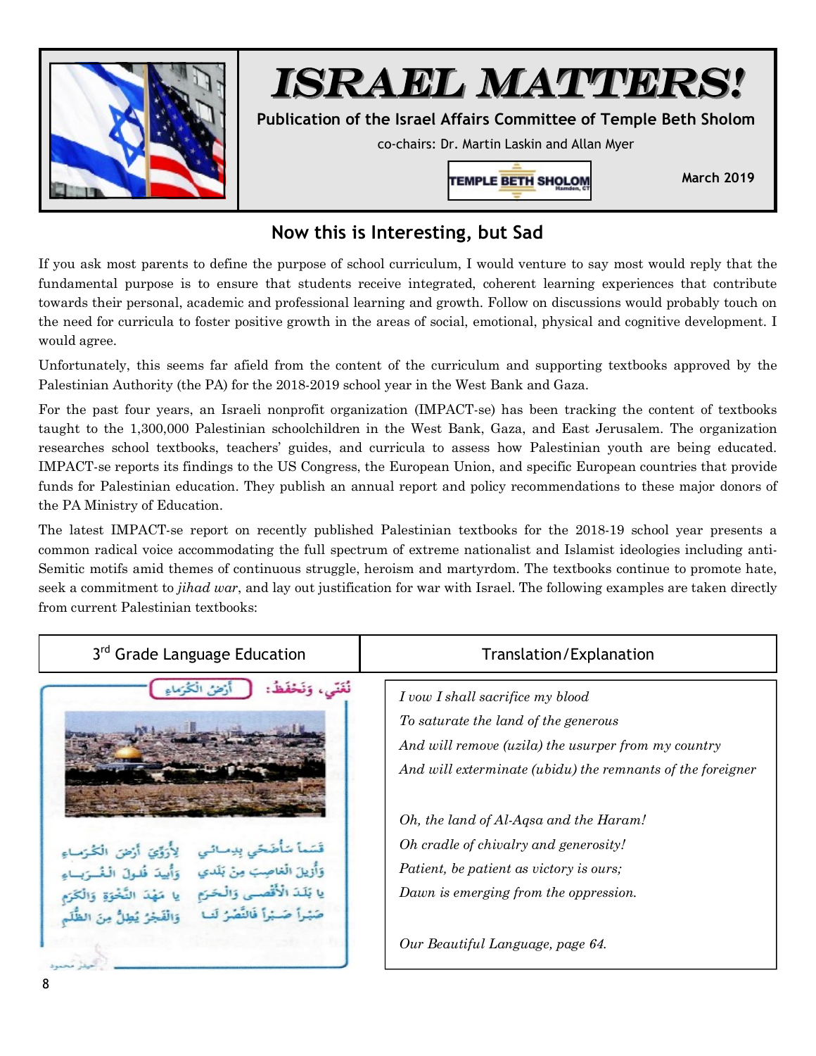# ISRAEL MATTERS!

**Publication of the Israel Affairs Committee of Temple Beth Sholom**

co-chairs: Dr. Martin Laskin and Allan Myer

TEMPLE BETH SHOLOM Hamden, CT

**March 2019**

## Now this is Interesting, but Sad

If you ask most parents to define the purpose of school curriculum, I would venture to say most would reply that the fundamental purpose is to ensure that students receive integrated, coherent learning experiences that contribute towards their personal, academic and professional learning and growth. Follow on discussions would probably touch on the need for curricula to foster positive growth in the areas of social, emotional, physical and cognitive development. I would agree.

Unfortunately, this seems far afield from the content of the curriculum and supporting textbooks approved by the Palestinian Authority (the PA) for the 2018-2019 school year in the West Bank and Gaza.

For the past four years, an Israeli nonprofit organization (IMPACT-se) has been tracking the content of textbooks taught to the 1,300,000 Palestinian schoolchildren in the West Bank, Gaza, and East Jerusalem. The organization researches school textbooks, teachers' guides, and curricula to assess how Palestinian youth are being educated. IMPACT-se reports its findings to the US Congress, the European Union, and specific European countries that provide funds for Palestinian education. They publish an annual report and policy recommendations to these major donors of the PA Ministry of Education.

The latest IMPACT-se report on recently published Palestinian textbooks for the 2018-19 school year presents a common radical voice accommodating the full spectrum of extreme nationalist and Islamist ideologies including anti-Semitic motifs amid themes of continuous struggle, heroism and martyrdom. The textbooks continue to promote hate, seek a commitment to *jihad war*, and lay out justification for war with Israel. The following examples are taken directly from current Palestinian textbooks:

| 3rd Grade Language Education | Translation/Explanation |
| --- | --- |
| نُغَنّي، وَنَحْفَظُ: أَرْضُ الْكُرَماءِ<br>قَسَماً سَأُضَحّي بِدِمائي لِأُرَوِّيَ أَرْضَ الْكُرَماءِ<br>وَأُزيلَ الْغاصِبَ مِنْ بَلَدي وَأُبيدَ فُلولَ الْغُرَباءِ<br>يا بَلَدَ الْأَقْصى وَالْحَرَمِ يا مَهْدَ النَّخْوَةِ وَالْكَرَمِ<br>صَبْراً صَبْراً فَالنَّصْرُ لَنا وَالْفَجْرُ يُطِلُّ مِنَ الظُّلَمِ | *I vow I shall sacrifice my blood*<br>*To saturate the land of the generous*<br>*And will remove (uzila) the usurper from my country*<br>*And will exterminate (ubidu) the remnants of the foreigner*<br><br>*Oh, the land of Al-Aqsa and the Haram!*<br>*Oh cradle of chivalry and generosity!*<br>*Patient, be patient as victory is ours;*<br>*Dawn is emerging from the oppression.*<br><br>*Our Beautiful Language, page 64.* |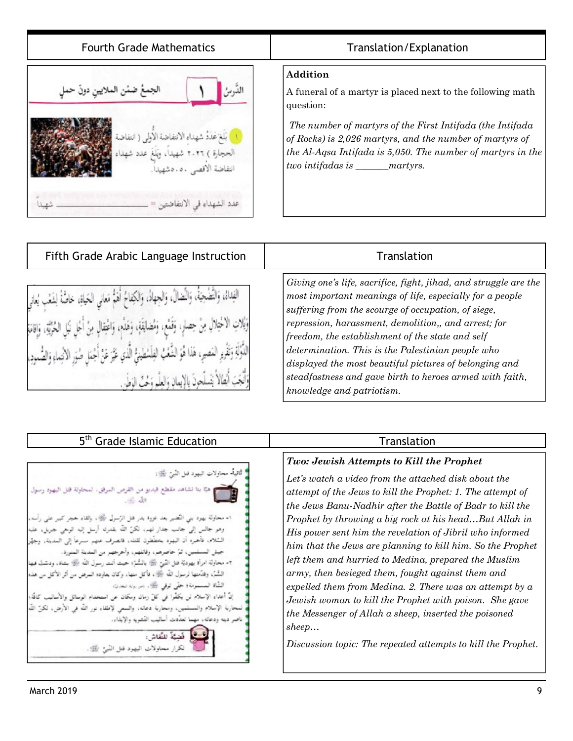| Fourth Grade Mathematics | Translation/Explanation |
|---|---|
| الدرس ١ الجمعُ ضمنَ الملايينِ دونَ حملٍ<br><br>١ بلغَ عددُ شهداءِ الانتفاضةِ الأولى ( انتفاضةِ الحجارةِ ) ٢٠٢٦ شهيداً، وبلغَ عددُ شهداءِ انتفاضةِ الأقصى ٥٠٥٠ شهيداً.<br><br>عددُ الشهداءِ في الانتفاضتينِ = ______ شهيداً | **Addition**<br><br>A funeral of a martyr is placed next to the following math question:<br><br>*The number of martyrs of the First Intifada (the Intifada of Rocks) is 2,026 martyrs, and the number of martyrs of the Al-Aqsa Intifada is 5,050. The number of martyrs in the two intifadas is _______martyrs.* |

| Fifth Grade Arabic Language Instruction | Translation |
|---|---|
| الفِداءُ، وَالتَّضحيةُ، وَالنِّضالُ، وَالجِهادُ، وَالكِفاحُ أهمُّ مَعاني الحَياةِ، خاصَّةً لِشَعبٍ يُعاني وَيلاتِ الاحْتِلالِ مِنْ حِصارٍ، وَقَمعٍ، وَمُضايَقةٍ، وَهَدمٍ، وَاعْتِقالٍ مِنْ أجلِ نَيلِ الحُرِّيَّةِ، وَإقامَةِ الدَّولَةِ وَتَقريرِ المَصيرِ، هذا هُوَ الشَّعبُ الفِلَسطينيُّ الَّذي عَبَّرَ عَنْ أجمَلِ صُوَرِ الانْتِماءِ وَالصُّمودِ، وَأَنجَبَ أبطالاً يَتَسلَّحونَ بِالإيمانِ وَالعِلمِ وَحُبِّ الوَطَنِ. | *Giving one's life, sacrifice, fight, jihad, and struggle are the most important meanings of life, especially for a people suffering from the scourge of occupation, of siege, repression, harassment, demolition,, and arrest; for freedom, the establishment of the state and self determination. This is the Palestinian people who displayed the most beautiful pictures of belonging and steadfastness and gave birth to heroes armed with faith, knowledge and patriotism.* |

| 5th Grade Islamic Education | Translation |
|---|---|
| ثانياً: محاولات اليهود قتل النبيّ ﷺ:<br><br>هيّا بنا نشاهد مقطع فيديو من القرص المرفق، لمحاولة قتل اليهود رسول الله ﷺ.<br><br>١- محاولة يهود بني النضير بعد غزوة بدر قتل الرسول ﷺ، بإلقاء حجر كبير على رأسه، وهو جالس إلى جانب جدار لهم، لكنّ الله بقدرته أرسل إليه الوحي جبريل، عليه السلام، فأخبره أن اليهود يخطّطون لقتله، فانصرف عنهم مسرعاً إلى المدينة، وجهّز جيش المسلمين، ثمّ حاصرهم، وقاتلهم، وأخرجهم من المدينة المنورة.<br><br>٢- محاولة امرأة يهودية قتل النبيّ ﷺ بالسّمّ؛ حيث أتت رسول الله ﷺ بشاة، ودسّت فيها السّمّ، وقدّمتها لرسول الله ﷺ، فأكل منها، وكان يعاوده المرض من أثر الأكل من هذه الشاة المسمومة؛ حتى توفي ﷺ. (من رواية البخاري)<br><br>إنّ أعداء الإسلام لن يكفّوا في كلّ زمان ومكان عن استخدام الوسائل والأساليب كافّة؛ لمحاربة الإسلام والمسلمين، ومحاربة دعاته، والسعي لإطفاء نور الله في الأرض، لكنّ الله ناصر دينه ودعاته، مهما تعدّدت أساليب التشويه والإيذاء.<br><br>قضيّة للنقاش:<br>تكرار محاولات اليهود قتل النبيّ ﷺ. | ***Two: Jewish Attempts to Kill the Prophet***<br><br>*Let's watch a video from the attached disk about the attempt of the Jews to kill the Prophet: 1. The attempt of the Jews Banu-Nadhir after the Battle of Badr to kill the Prophet by throwing a big rock at his head…But Allah in His power sent him the revelation of Jibril who informed him that the Jews are planning to kill him. So the Prophet left them and hurried to Medina, prepared the Muslim army, then besieged them, fought against them and expelled them from Medina. 2. There was an attempt by a Jewish woman to kill the Prophet with poison. She gave the Messenger of Allah a sheep, inserted the poisoned sheep…*<br><br>*Discussion topic: The repeated attempts to kill the Prophet.* |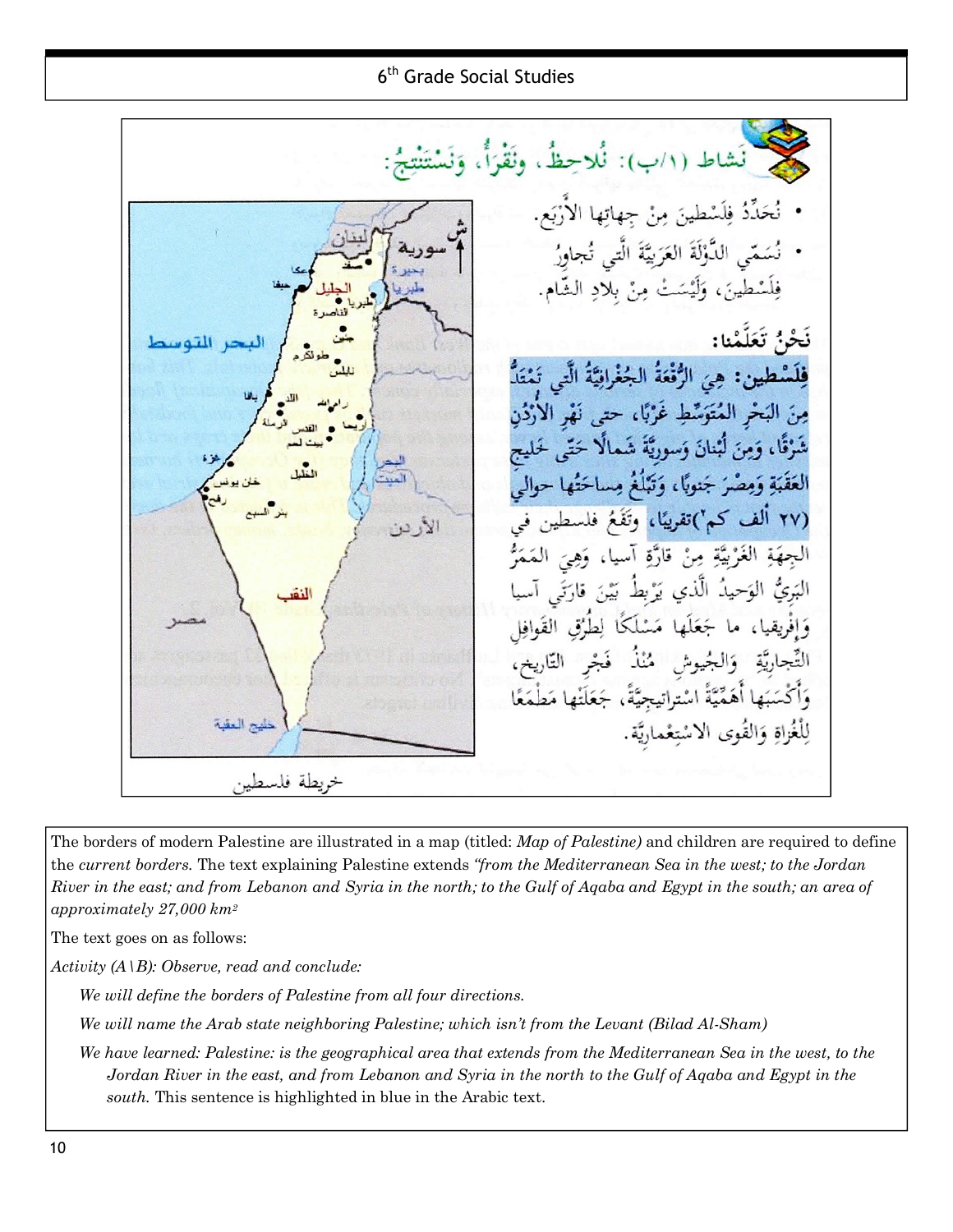نَشاط (١/ب): نُلاحِظُ، ونَقرَأُ، وَنَسْتَنْتِجُ:

- نُحَدِّدُ فِلَسْطينَ مِنْ جِهاتِها الأَرْبَع.
- نُسَمّي الدَّوْلَةَ العَرَبِيَّةَ الَّتي تُجاوِرُ فِلَسْطينَ، وَلَيْسَتْ مِنْ بِلادِ الشّام.

**نَحْنُ تَعَلَّمْنا:**

فِلَسْطين: هِيَ الرُّقْعَةُ الجُغْرافِيَّةُ الَّتي تَمْتَدُّ مِنَ البَحْرِ المُتَوَسِّطِ غَرْبًا، حتى نَهْرِ الأُرْدُنِ شَرْقًا، وَمِنْ لُبْنانَ وَسورِيَّةَ شَمالًا حَتّى خَليجِ العَقَبَةِ وَمِصْرَ جَنوبًا، وَتَبْلُغُ مِساحَتُها حوالي (٢٧ ألف كم²)تقريبًا، وتَقَعُ فلسطين في الجِهَةِ الغَرْبِيَّةِ مِنْ قارَّةِ آسيا، وَهِيَ المَمَرُّ البَرِّيُّ الوَحيدُ الَّذي يَرْبِطُ بَيْنَ قارَّتَي آسيا وَإِفْريقيا، ما جَعَلَها مَسْلَكًا لِطُرُقِ القَوافِلِ التِّجارِيَّةِ وَالجُيوشِ مُنْذُ فَجْرِ التّاريخِ، وَأَكْسَبَها أَهَمِّيَّةً اسْتراتيجِيَّةً، جَعَلَتْها مَطْمَعًا لِلْغُزاةِ وَالقُوى الاسْتِعْمارِيَّةِ.

خريطة فلسطين

The borders of modern Palestine are illustrated in a map (titled: *Map of Palestine)* and children are required to define the *current borders.* The text explaining Palestine extends *"from the Mediterranean Sea in the west; to the Jordan River in the east; and from Lebanon and Syria in the north; to the Gulf of Aqaba and Egypt in the south; an area of approximately 27,000 km²*

The text goes on as follows:

*Activity (A\B): Observe, read and conclude:*

> *We will define the borders of Palestine from all four directions.*
>
> *We will name the Arab state neighboring Palestine; which isn't from the Levant (Bilad Al-Sham)*
>
> *We have learned: Palestine: is the geographical area that extends from the Mediterranean Sea in the west, to the Jordan River in the east, and from Lebanon and Syria in the north to the Gulf of Aqaba and Egypt in the south.* This sentence is highlighted in blue in the Arabic text.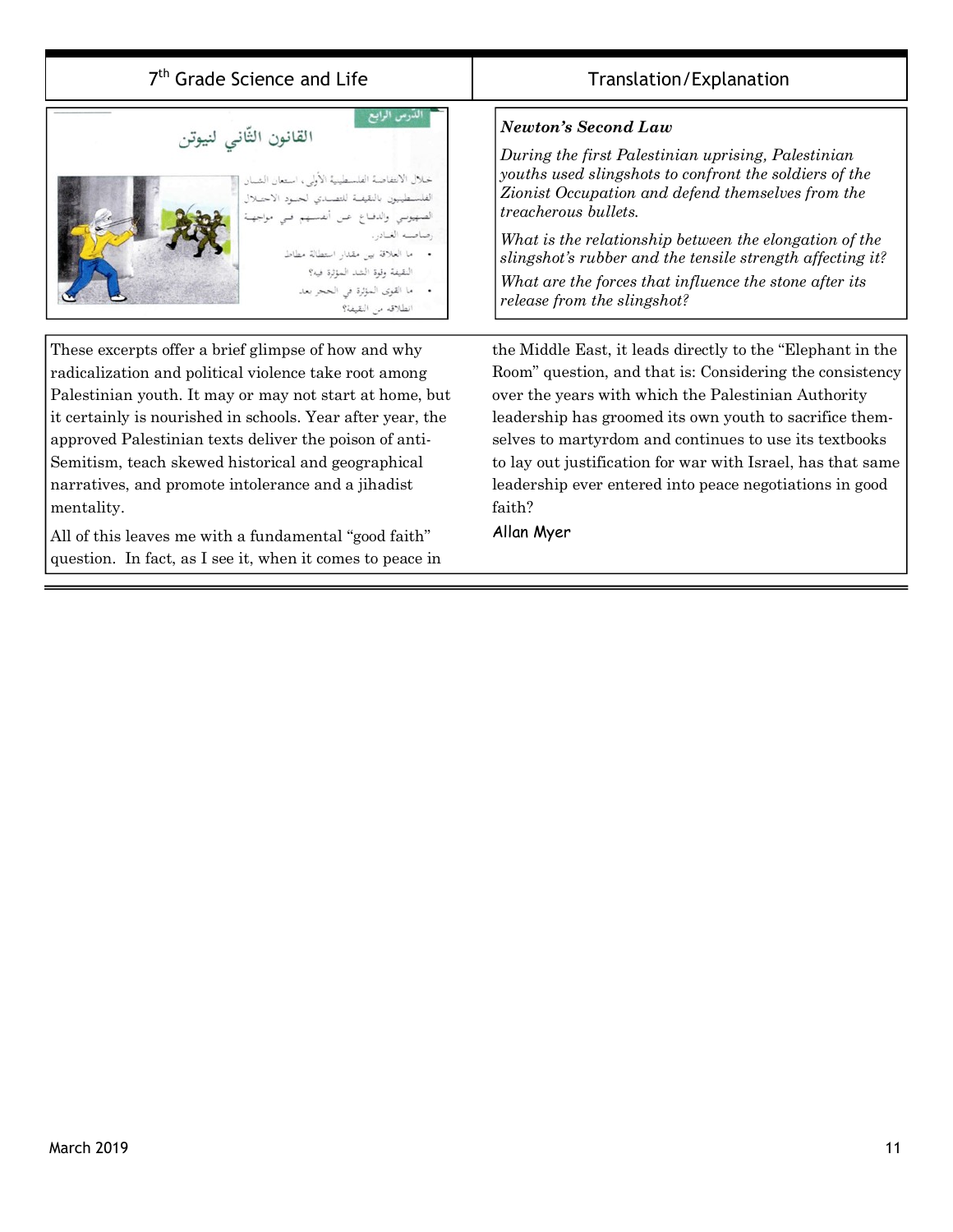| 7th Grade Science and Life | Translation/Explanation |
| --- | --- |
| الدرس الرابع<br>القانون الثّاني لنيوتن<br>خلال الانتفاضة الفلسطينية الأولى، استعمل الشبان الفلسطينيون بالنقيفة للتصدي لجنود الاحتلال الصهيوني والدفاع عن أنفسهم في مواجهة رصاصه الغادر.<br>• ما العلاقة بين مقدار استطالة مطاط النقيفة وقوة الشد المؤثرة فيه؟<br>• ما القوى المؤثرة في الحجر بعد انطلاقه من النقيفة؟ | ***Newton's Second Law***<br>*During the first Palestinian uprising, Palestinian youths used slingshots to confront the soldiers of the Zionist Occupation and defend themselves from the treacherous bullets.*<br>*What is the relationship between the elongation of the slingshot's rubber and the tensile strength affecting it?*<br>*What are the forces that influence the stone after its release from the slingshot?* |

These excerpts offer a brief glimpse of how and why radicalization and political violence take root among Palestinian youth. It may or may not start at home, but it certainly is nourished in schools. Year after year, the approved Palestinian texts deliver the poison of anti-Semitism, teach skewed historical and geographical narratives, and promote intolerance and a jihadist mentality.

All of this leaves me with a fundamental "good faith" question. In fact, as I see it, when it comes to peace in the Middle East, it leads directly to the "Elephant in the Room" question, and that is: Considering the consistency over the years with which the Palestinian Authority leadership has groomed its own youth to sacrifice themselves to martyrdom and continues to use its textbooks to lay out justification for war with Israel, has that same leadership ever entered into peace negotiations in good faith?

Allan Myer